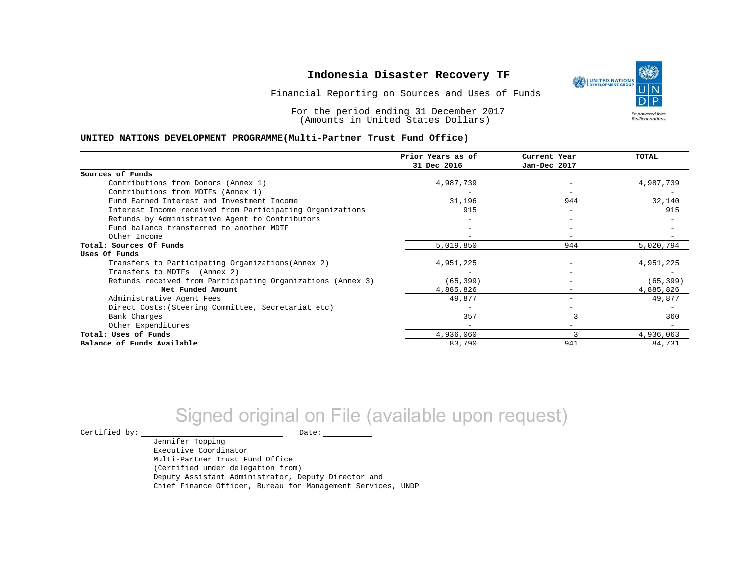# Indonesia Disaster Recovery TF

Financial Reporting on Sources and Uses of Funds

For the period ending 31 December 2017
(Amounts in United States Dollars)

**UNITED NATIONS DEVELOPMENT PROGRAMME(Multi-Partner Trust Fund Office)**

| | Prior Years as of 31 Dec 2016 | Current Year Jan-Dec 2017 | TOTAL |
|---|---|---|---|
| **Sources of Funds** | | | |
| Contributions from Donors (Annex 1) | 4,987,739 | - | 4,987,739 |
| Contributions from MDTFs (Annex 1) | - | - | - |
| Fund Earned Interest and Investment Income | 31,196 | 944 | 32,140 |
| Interest Income received from Participating Organizations | 915 | - | 915 |
| Refunds by Administrative Agent to Contributors | - | - | - |
| Fund balance transferred to another MDTF | - | - | - |
| Other Income | - | - | - |
| **Total: Sources Of Funds** | 5,019,850 | 944 | 5,020,794 |
| **Uses Of Funds** | | | |
| Transfers to Participating Organizations(Annex 2) | 4,951,225 | - | 4,951,225 |
| Transfers to MDTFs (Annex 2) | - | - | - |
| Refunds received from Participating Organizations (Annex 3) | (65,399) | - | (65,399) |
| **Net Funded Amount** | 4,885,826 | - | 4,885,826 |
| Administrative Agent Fees | 49,877 | - | 49,877 |
| Direct Costs:(Steering Committee, Secretariat etc) | - | - | - |
| Bank Charges | 357 | 3 | 360 |
| Other Expenditures | - | - | - |
| **Total: Uses of Funds** | 4,936,060 | 3 | 4,936,063 |
| **Balance of Funds Available** | 83,790 | 941 | 84,731 |

Signed original on File (available upon request)

Certified by: \_\_\_\_\_\_\_\_\_\_\_\_\_\_\_\_\_\_\_\_ Date: \_\_\_\_\_\_\_\_\_\_

Jennifer Topping
Executive Coordinator
Multi-Partner Trust Fund Office
(Certified under delegation from)
Deputy Assistant Administrator, Deputy Director and
Chief Finance Officer, Bureau for Management Services, UNDP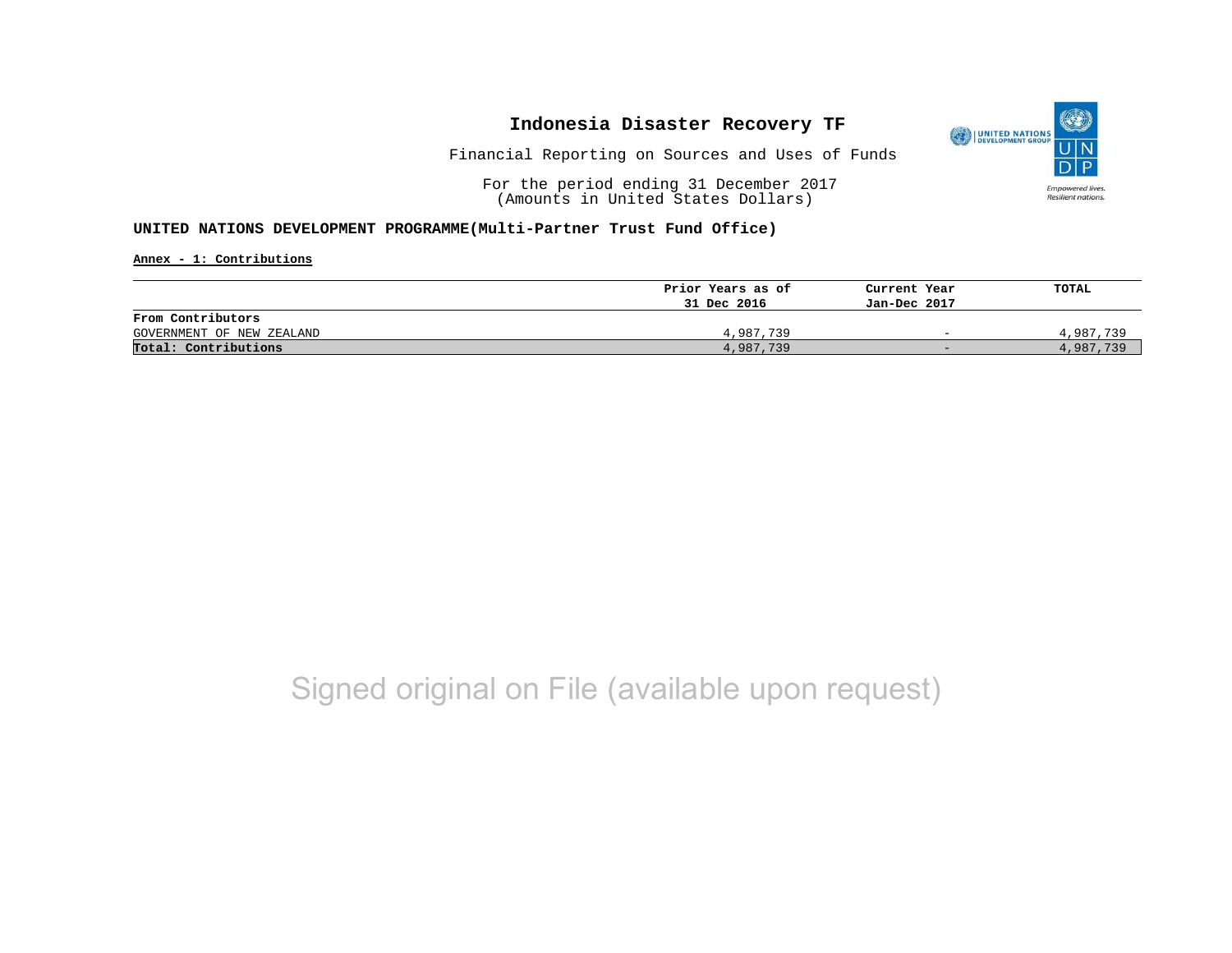# Indonesia Disaster Recovery TF

Financial Reporting on Sources and Uses of Funds

For the period ending 31 December 2017
(Amounts in United States Dollars)

**UNITED NATIONS DEVELOPMENT PROGRAMME(Multi-Partner Trust Fund Office)**

**Annex - 1: Contributions**

| | Prior Years as of 31 Dec 2016 | Current Year Jan-Dec 2017 | TOTAL |
|---|---|---|---|
| **From Contributors** | | | |
| GOVERNMENT OF NEW ZEALAND | 4,987,739 | - | 4,987,739 |
| **Total: Contributions** | 4,987,739 | - | 4,987,739 |

Signed original on File (available upon request)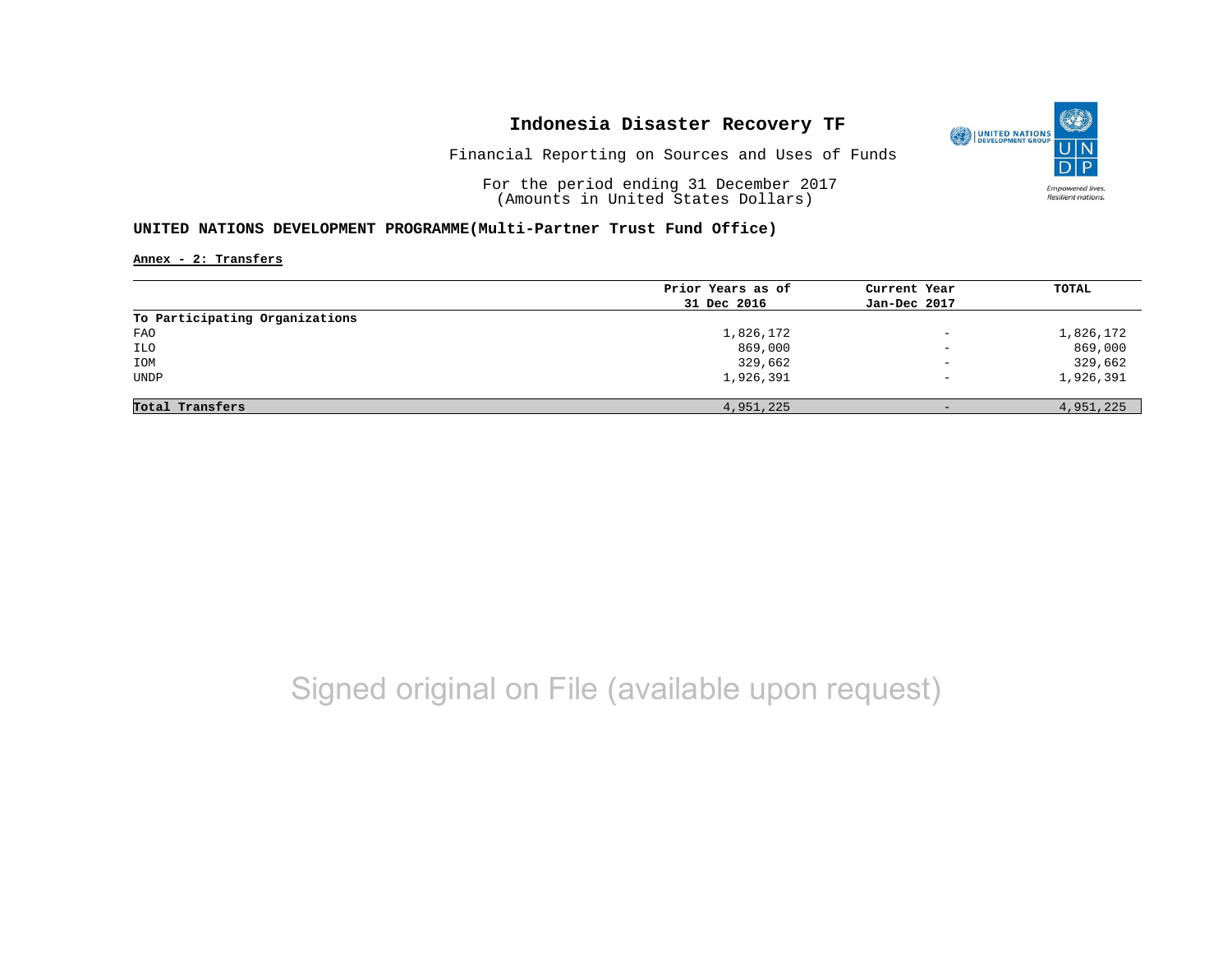# Indonesia Disaster Recovery TF

Financial Reporting on Sources and Uses of Funds

For the period ending 31 December 2017
(Amounts in United States Dollars)

## UNITED NATIONS DEVELOPMENT PROGRAMME(Multi-Partner Trust Fund Office)

**Annex - 2: Transfers**

| | Prior Years as of 31 Dec 2016 | Current Year Jan-Dec 2017 | TOTAL |
|---|---|---|---|
| **To Participating Organizations** | | | |
| FAO | 1,826,172 | - | 1,826,172 |
| ILO | 869,000 | - | 869,000 |
| IOM | 329,662 | - | 329,662 |
| UNDP | 1,926,391 | - | 1,926,391 |
| **Total Transfers** | 4,951,225 | - | 4,951,225 |

Signed original on File (available upon request)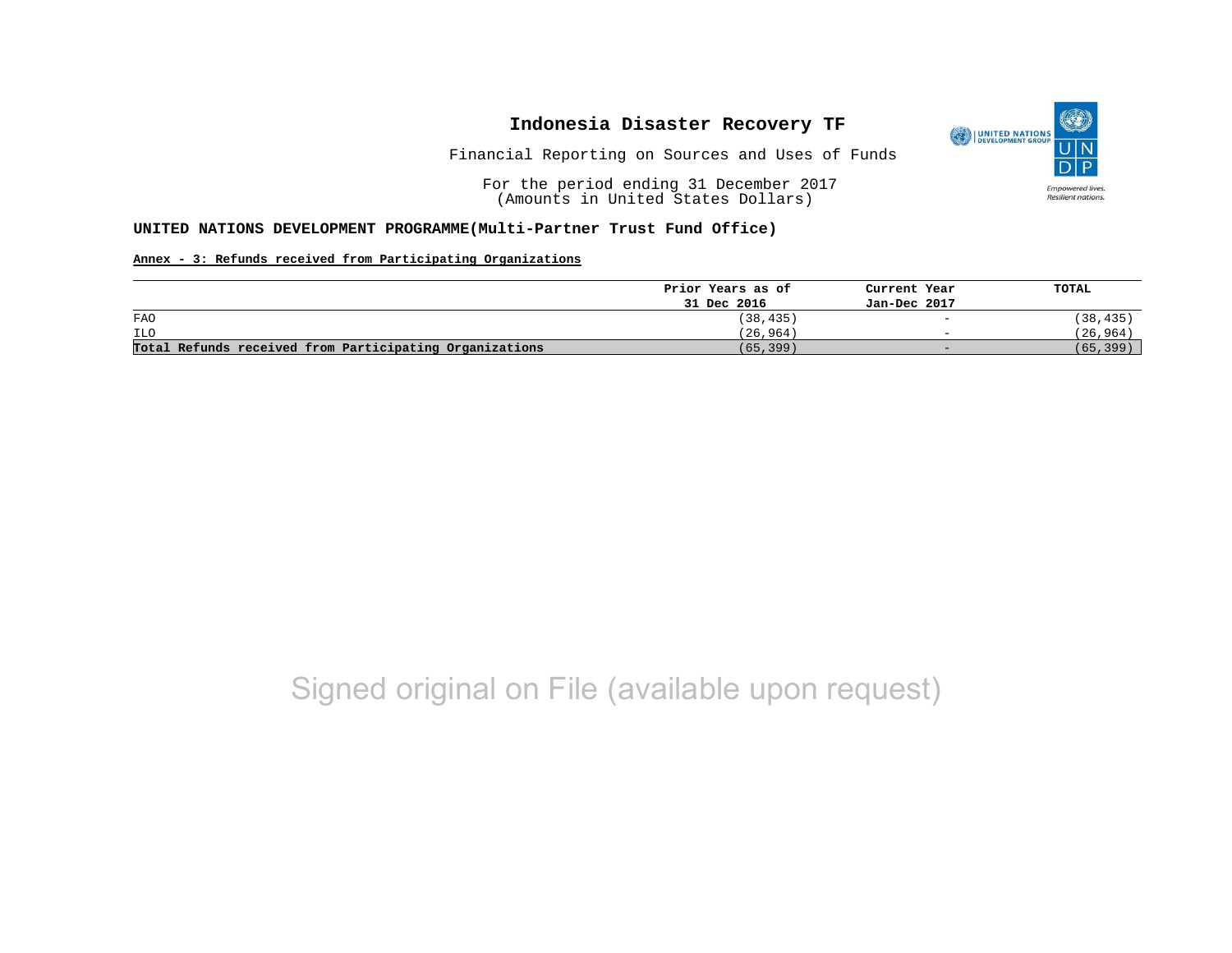# Indonesia Disaster Recovery TF

Financial Reporting on Sources and Uses of Funds

For the period ending 31 December 2017
(Amounts in United States Dollars)

**UNITED NATIONS DEVELOPMENT PROGRAMME(Multi-Partner Trust Fund Office)**

**Annex - 3: Refunds received from Participating Organizations**

| | Prior Years as of 31 Dec 2016 | Current Year Jan-Dec 2017 | TOTAL |
|---|---|---|---|
| FAO | (38,435) | - | (38,435) |
| ILO | (26,964) | - | (26,964) |
| **Total Refunds received from Participating Organizations** | (65,399) | - | (65,399) |

Signed original on File (available upon request)